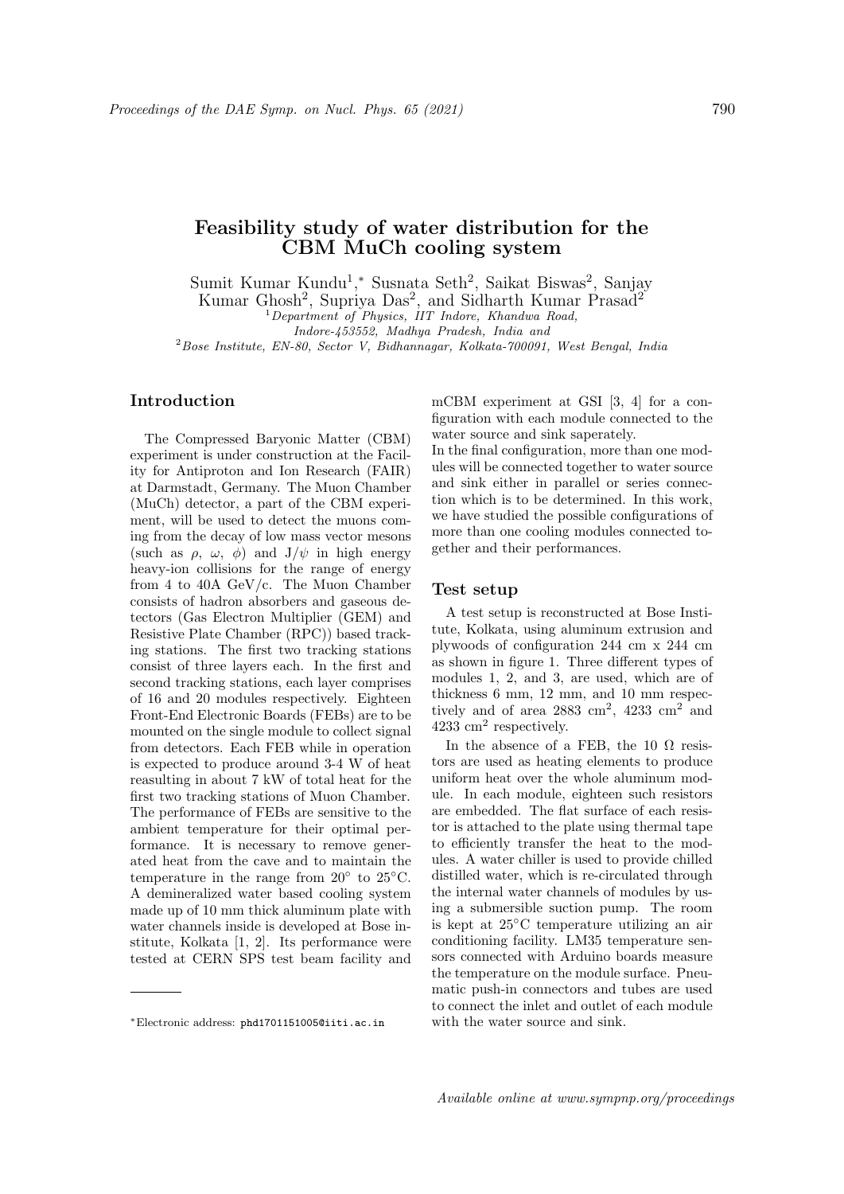# Feasibility study of water distribution for the CBM MuCh cooling system

Sumit Kumar Kundu[1],[*] Susnata Seth[2], Saikat Biswas[2], Sanjay Kumar Ghosh[2], Supriya Das[2], and Sidharth Kumar Prasad[2]

[1]*Department of Physics, IIT Indore, Khandwa Road, Indore-453552, Madhya Pradesh, India and*
[2]*Bose Institute, EN-80, Sector V, Bidhannagar, Kolkata-700091, West Bengal, India*

## Introduction

The Compressed Baryonic Matter (CBM) experiment is under construction at the Facility for Antiproton and Ion Research (FAIR) at Darmstadt, Germany. The Muon Chamber (MuCh) detector, a part of the CBM experiment, will be used to detect the muons coming from the decay of low mass vector mesons (such as $\rho$, $\omega$, $\phi$) and J/$\psi$ in high energy heavy-ion collisions for the range of energy from 4 to 40A GeV/c. The Muon Chamber consists of hadron absorbers and gaseous detectors (Gas Electron Multiplier (GEM) and Resistive Plate Chamber (RPC)) based tracking stations. The first two tracking stations consist of three layers each. In the first and second tracking stations, each layer comprises of 16 and 20 modules respectively. Eighteen Front-End Electronic Boards (FEBs) are to be mounted on the single module to collect signal from detectors. Each FEB while in operation is expected to produce around 3-4 W of heat reasulting in about 7 kW of total heat for the first two tracking stations of Muon Chamber. The performance of FEBs are sensitive to the ambient temperature for their optimal performance. It is necessary to remove generated heat from the cave and to maintain the temperature in the range from 20° to 25°C. A demineralized water based cooling system made up of 10 mm thick aluminum plate with water channels inside is developed at Bose institute, Kolkata [1, 2]. Its performance were tested at CERN SPS test beam facility and mCBM experiment at GSI [3, 4] for a configuration with each module connected to the water source and sink saperately.

In the final configuration, more than one modules will be connected together to water source and sink either in parallel or series connection which is to be determined. In this work, we have studied the possible configurations of more than one cooling modules connected together and their performances.

## Test setup

A test setup is reconstructed at Bose Institute, Kolkata, using aluminum extrusion and plywoods of configuration 244 cm x 244 cm as shown in figure 1. Three different types of modules 1, 2, and 3, are used, which are of thickness 6 mm, 12 mm, and 10 mm respectively and of area 2883 cm$^2$, 4233 cm$^2$ and 4233 cm$^2$ respectively.

In the absence of a FEB, the 10 Ω resistors are used as heating elements to produce uniform heat over the whole aluminum module. In each module, eighteen such resistors are embedded. The flat surface of each resistor is attached to the plate using thermal tape to efficiently transfer the heat to the modules. A water chiller is used to provide chilled distilled water, which is re-circulated through the internal water channels of modules by using a submersible suction pump. The room is kept at 25°C temperature utilizing an air conditioning facility. LM35 temperature sensors connected with Arduino boards measure the temperature on the module surface. Pneumatic push-in connectors and tubes are used to connect the inlet and outlet of each module with the water source and sink.

[*]Electronic address: phd1701151005@iiti.ac.in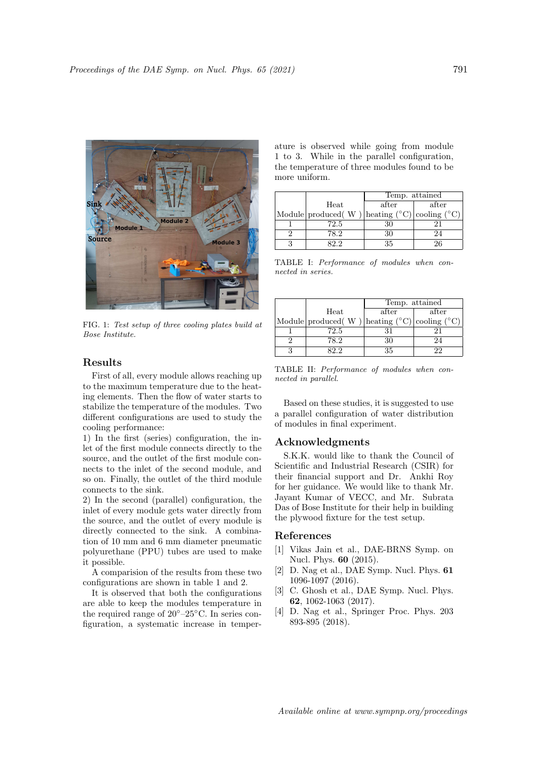FIG. 1: *Test setup of three cooling plates build at Bose Institute.*

## Results

First of all, every module allows reaching up to the maximum temperature due to the heating elements. Then the flow of water starts to stabilize the temperature of the modules. Two different configurations are used to study the cooling performance:

1) In the first (series) configuration, the inlet of the first module connects directly to the source, and the outlet of the first module connects to the inlet of the second module, and so on. Finally, the outlet of the third module connects to the sink.

2) In the second (parallel) configuration, the inlet of every module gets water directly from the source, and the outlet of every module is directly connected to the sink. A combination of 10 mm and 6 mm diameter pneumatic polyurethane (PPU) tubes are used to make it possible.

A comparision of the results from these two configurations are shown in table 1 and 2.

It is observed that both the configurations are able to keep the modules temperature in the required range of 20°–25°C. In series configuration, a systematic increase in temperature is observed while going from module 1 to 3. While in the parallel configuration, the temperature of three modules found to be more uniform.

| | | Temp. attained | |
|---|---|---|---|
| Module | Heat produced( W ) | after heating (°C) | after cooling (°C) |
| 1 | 72.5 | 30 | 21 |
| 2 | 78.2 | 30 | 24 |
| 3 | 82.2 | 35 | 26 |

TABLE I: *Performance of modules when connected in series.*

| | | Temp. attained | |
|---|---|---|---|
| Module | Heat produced( W ) | after heating (°C) | after cooling (°C) |
| 1 | 72.5 | 31 | 21 |
| 2 | 78.2 | 30 | 24 |
| 3 | 82.2 | 35 | 22 |

TABLE II: *Performance of modules when connected in parallel.*

Based on these studies, it is suggested to use a parallel configuration of water distribution of modules in final experiment.

## Acknowledgments

S.K.K. would like to thank the Council of Scientific and Industrial Research (CSIR) for their financial support and Dr. Ankhi Roy for her guidance. We would like to thank Mr. Jayant Kumar of VECC, and Mr. Subrata Das of Bose Institute for their help in building the plywood fixture for the test setup.

## References

[1] Vikas Jain et al., DAE-BRNS Symp. on Nucl. Phys. **60** (2015).

[2] D. Nag et al., DAE Symp. Nucl. Phys. **61** 1096-1097 (2016).

[3] C. Ghosh et al., DAE Symp. Nucl. Phys. **62**, 1062-1063 (2017).

[4] D. Nag et al., Springer Proc. Phys. 203 893-895 (2018).